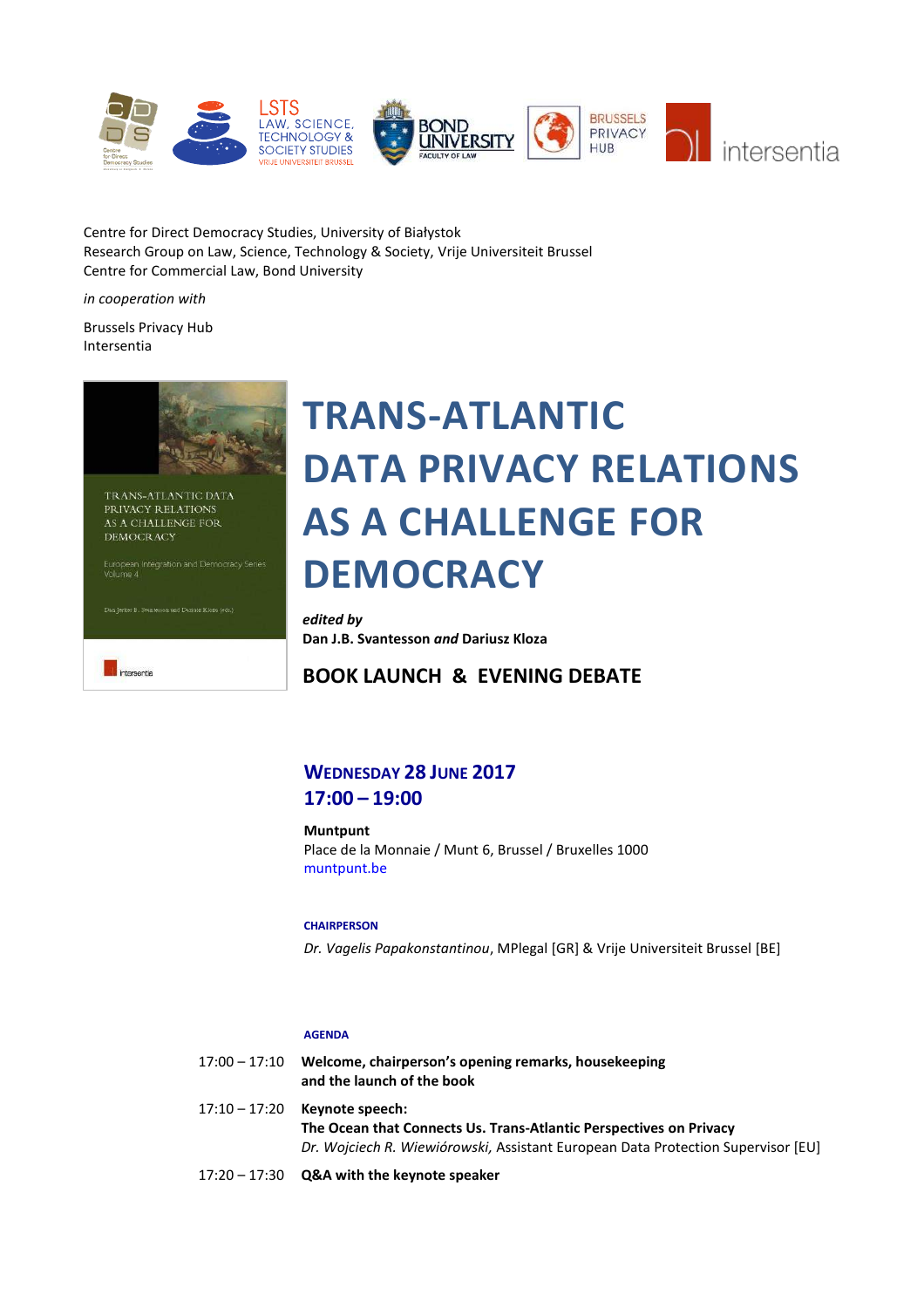Centre for Direct Democracy Studies, University of Białystok
Research Group on Law, Science, Technology & Society, Vrije Universiteit Brussel
Centre for Commercial Law, Bond University

*in cooperation with*

Brussels Privacy Hub
Intersentia

# TRANS-ATLANTIC DATA PRIVACY RELATIONS AS A CHALLENGE FOR DEMOCRACY

***edited by***
**Dan J.B. Svantesson *and* Dariusz Kloza**

## BOOK LAUNCH & EVENING DEBATE

### WEDNESDAY 28 JUNE 2017
### 17:00 – 19:00

**Muntpunt**
Place de la Monnaie / Munt 6, Brussel / Bruxelles 1000
muntpunt.be

**CHAIRPERSON**

*Dr. Vagelis Papakonstantinou*, MPlegal [GR] & Vrije Universiteit Brussel [BE]

**AGENDA**

| Time | Item |
| --- | --- |
| 17:00 – 17:10 | **Welcome, chairperson's opening remarks, housekeeping and the launch of the book** |
| 17:10 – 17:20 | **Keynote speech:** **The Ocean that Connects Us. Trans-Atlantic Perspectives on Privacy** *Dr. Wojciech R. Wiewiórowski,* Assistant European Data Protection Supervisor [EU] |
| 17:20 – 17:30 | **Q&A with the keynote speaker** |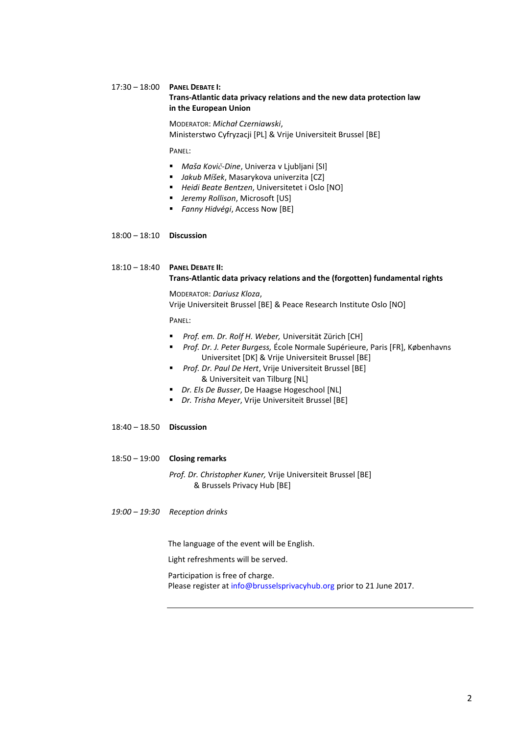17:30 – 18:00 **PANEL DEBATE I:**
**Trans-Atlantic data privacy relations and the new data protection law in the European Union**

MODERATOR: *Michał Czerniawski*,
Ministerstwo Cyfryzacji [PL] & Vrije Universiteit Brussel [BE]

PANEL:

- *Maša Kovič-Dine*, Univerza v Ljubljani [SI]
- *Jakub Míšek*, Masarykova univerzita [CZ]
- *Heidi Beate Bentzen*, Universitetet i Oslo [NO]
- *Jeremy Rollison*, Microsoft [US]
- *Fanny Hidvégi*, Access Now [BE]

18:00 – 18:10 **Discussion**

18:10 – 18:40 **PANEL DEBATE II:**
**Trans-Atlantic data privacy relations and the (forgotten) fundamental rights**

MODERATOR: *Dariusz Kloza*,
Vrije Universiteit Brussel [BE] & Peace Research Institute Oslo [NO]

PANEL:

- *Prof. em. Dr. Rolf H. Weber,* Universität Zürich [CH]
- *Prof. Dr. J. Peter Burgess,* École Normale Supérieure, Paris [FR], Københavns Universitet [DK] & Vrije Universiteit Brussel [BE]
- *Prof. Dr. Paul De Hert*, Vrije Universiteit Brussel [BE] & Universiteit van Tilburg [NL]
- *Dr. Els De Busser*, De Haagse Hogeschool [NL]
- *Dr. Trisha Meyer*, Vrije Universiteit Brussel [BE]

18:40 – 18.50 **Discussion**

18:50 – 19:00 **Closing remarks**

*Prof. Dr. Christopher Kuner,* Vrije Universiteit Brussel [BE] & Brussels Privacy Hub [BE]

*19:00 – 19:30 Reception drinks*

The language of the event will be English.

Light refreshments will be served.

Participation is free of charge.
Please register at info@brusselsprivacyhub.org prior to 21 June 2017.